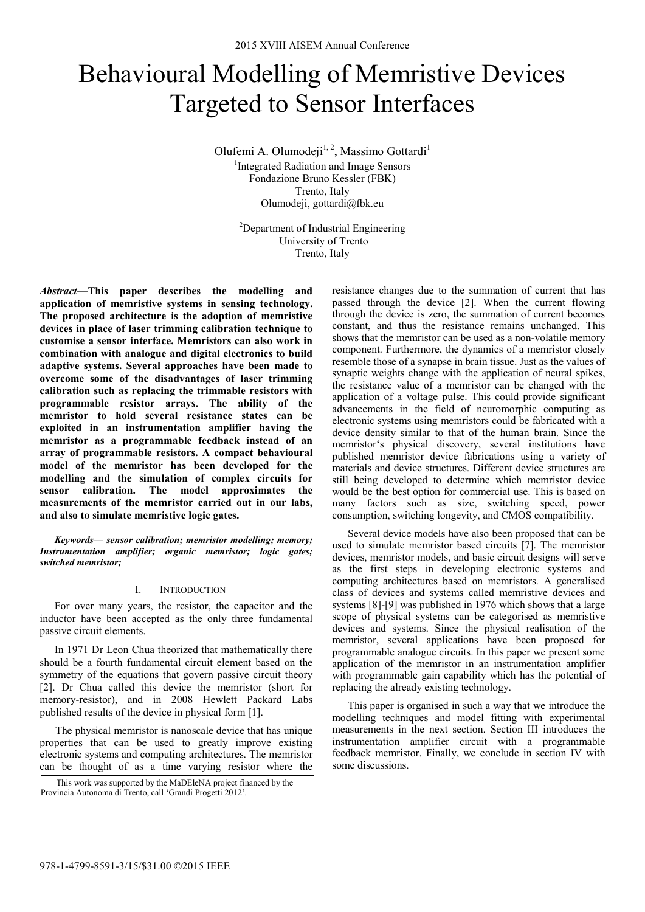# Behavioural Modelling of Memristive Devices Targeted to Sensor Interfaces

Olufemi A. Olumodeji[1, 2], Massimo Gottardi[1]

[1]Integrated Radiation and Image Sensors
Fondazione Bruno Kessler (FBK)
Trento, Italy
Olumodeji, gottardi@fbk.eu

[2]Department of Industrial Engineering
University of Trento
Trento, Italy

***Abstract*—This paper describes the modelling and application of memristive systems in sensing technology. The proposed architecture is the adoption of memristive devices in place of laser trimming calibration technique to customise a sensor interface. Memristors can also work in combination with analogue and digital electronics to build adaptive systems. Several approaches have been made to overcome some of the disadvantages of laser trimming calibration such as replacing the trimmable resistors with programmable resistor arrays. The ability of the memristor to hold several resistance states can be exploited in an instrumentation amplifier having the memristor as a programmable feedback instead of an array of programmable resistors. A compact behavioural model of the memristor has been developed for the modelling and the simulation of complex circuits for sensor calibration. The model approximates the measurements of the memristor carried out in our labs, and also to simulate memristive logic gates.**

***Keywords— sensor calibration; memristor modelling; memory; Instrumentation amplifier; organic memristor; logic gates; switched memristor;***

## I. Introduction

For over many years, the resistor, the capacitor and the inductor have been accepted as the only three fundamental passive circuit elements.

In 1971 Dr Leon Chua theorized that mathematically there should be a fourth fundamental circuit element based on the symmetry of the equations that govern passive circuit theory [2]. Dr Chua called this device the memristor (short for memory-resistor), and in 2008 Hewlett Packard Labs published results of the device in physical form [1].

The physical memristor is nanoscale device that has unique properties that can be used to greatly improve existing electronic systems and computing architectures. The memristor can be thought of as a time varying resistor where the resistance changes due to the summation of current that has passed through the device [2]. When the current flowing through the device is zero, the summation of current becomes constant, and thus the resistance remains unchanged. This shows that the memristor can be used as a non-volatile memory component. Furthermore, the dynamics of a memristor closely resemble those of a synapse in brain tissue. Just as the values of synaptic weights change with the application of neural spikes, the resistance value of a memristor can be changed with the application of a voltage pulse. This could provide significant advancements in the field of neuromorphic computing as electronic systems using memristors could be fabricated with a device density similar to that of the human brain. Since the memristor's physical discovery, several institutions have published memristor device fabrications using a variety of materials and device structures. Different device structures are still being developed to determine which memristor device would be the best option for commercial use. This is based on many factors such as size, switching speed, power consumption, switching longevity, and CMOS compatibility.

Several device models have also been proposed that can be used to simulate memristor based circuits [7]. The memristor devices, memristor models, and basic circuit designs will serve as the first steps in developing electronic systems and computing architectures based on memristors. A generalised class of devices and systems called memristive devices and systems [8]-[9] was published in 1976 which shows that a large scope of physical systems can be categorised as memristive devices and systems. Since the physical realisation of the memristor, several applications have been proposed for programmable analogue circuits. In this paper we present some application of the memristor in an instrumentation amplifier with programmable gain capability which has the potential of replacing the already existing technology.

This paper is organised in such a way that we introduce the modelling techniques and model fitting with experimental measurements in the next section. Section III introduces the instrumentation amplifier circuit with a programmable feedback memristor. Finally, we conclude in section IV with some discussions.

This work was supported by the MaDEleNA project financed by the Provincia Autonoma di Trento, call 'Grandi Progetti 2012'.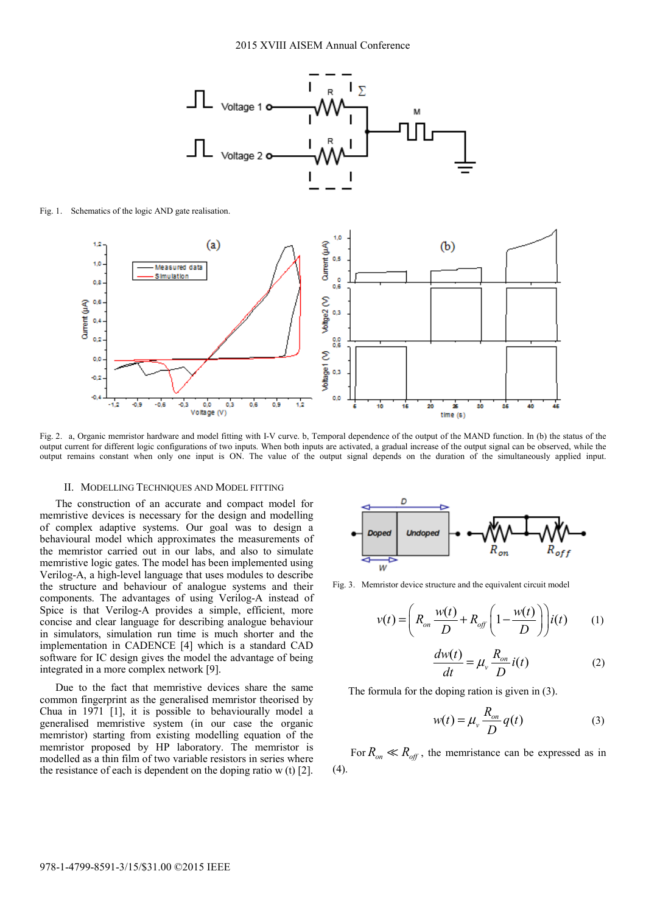Fig. 1. Schematics of the logic AND gate realisation.

Fig. 2. a, Organic memristor hardware and model fitting with I-V curve. b, Temporal dependence of the output of the MAND function. In (b) the status of the output current for different logic configurations of two inputs. When both inputs are activated, a gradual increase of the output signal can be observed, while the output remains constant when only one input is ON. The value of the output signal depends on the duration of the simultaneously applied input.

## II. Modelling Techniques and Model Fitting

The construction of an accurate and compact model for memristive devices is necessary for the design and modelling of complex adaptive systems. Our goal was to design a behavioural model which approximates the measurements of the memristor carried out in our labs, and also to simulate memristive logic gates. The model has been implemented using Verilog-A, a high-level language that uses modules to describe the structure and behaviour of analogue systems and their components. The advantages of using Verilog-A instead of Spice is that Verilog-A provides a simple, efficient, more concise and clear language for describing analogue behaviour in simulators, simulation run time is much shorter and the implementation in CADENCE [4] which is a standard CAD software for IC design gives the model the advantage of being integrated in a more complex network [9].

Due to the fact that memristive devices share the same common fingerprint as the generalised memristor theorised by Chua in 1971 [1], it is possible to behaviourally model a generalised memristive system (in our case the organic memristor) starting from existing modelling equation of the memristor proposed by HP laboratory. The memristor is modelled as a thin film of two variable resistors in series where the resistance of each is dependent on the doping ratio w (t) [2].

Fig. 3. Memristor device structure and the equivalent circuit model

$$v(t) = \left( R_{on}\frac{w(t)}{D} + R_{off}\left(1 - \frac{w(t)}{D}\right)\right) i(t) \qquad (1)$$

$$\frac{dw(t)}{dt} = \mu_v \frac{R_{on}}{D} i(t) \qquad (2)$$

The formula for the doping ration is given in (3).

$$w(t) = \mu_v \frac{R_{on}}{D} q(t) \qquad (3)$$

For $R_{on} \ll R_{off}$, the memristance can be expressed as in (4).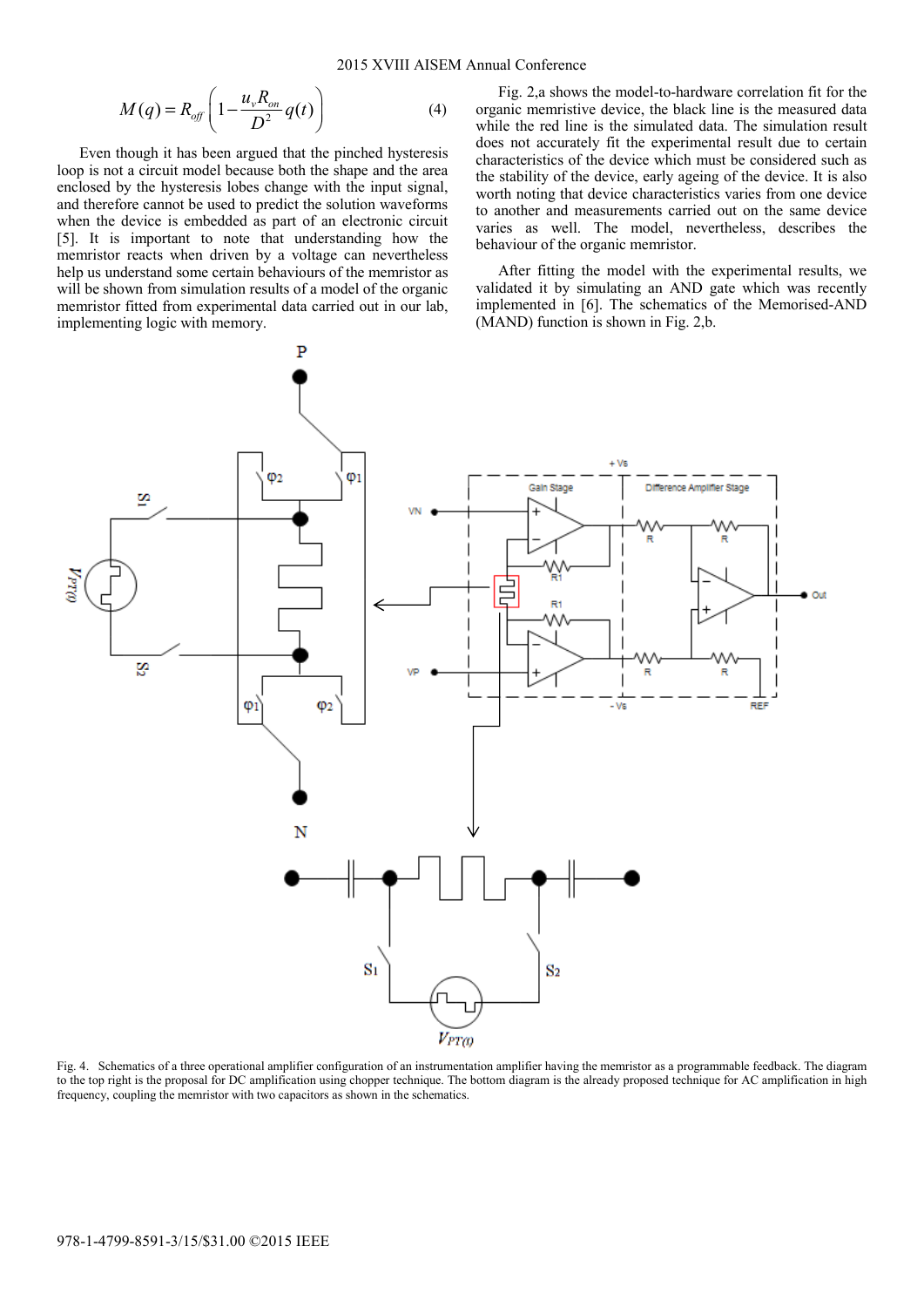$$M(q) = R_{off}\left(1 - \frac{u_v R_{on}}{D^2} q(t)\right) \qquad (4)$$

Even though it has been argued that the pinched hysteresis loop is not a circuit model because both the shape and the area enclosed by the hysteresis lobes change with the input signal, and therefore cannot be used to predict the solution waveforms when the device is embedded as part of an electronic circuit [5]. It is important to note that understanding how the memristor reacts when driven by a voltage can nevertheless help us understand some certain behaviours of the memristor as will be shown from simulation results of a model of the organic memristor fitted from experimental data carried out in our lab, implementing logic with memory.

Fig. 2,a shows the model-to-hardware correlation fit for the organic memristive device, the black line is the measured data while the red line is the simulated data. The simulation result does not accurately fit the experimental result due to certain characteristics of the device which must be considered such as the stability of the device, early ageing of the device. It is also worth noting that device characteristics varies from one device to another and measurements carried out on the same device varies as well. The model, nevertheless, describes the behaviour of the organic memristor.

After fitting the model with the experimental results, we validated it by simulating an AND gate which was recently implemented in [6]. The schematics of the Memorised-AND (MAND) function is shown in Fig. 2,b.

Fig. 4. Schematics of a three operational amplifier configuration of an instrumentation amplifier having the memristor as a programmable feedback. The diagram to the top right is the proposal for DC amplification using chopper technique. The bottom diagram is the already proposed technique for AC amplification in high frequency, coupling the memristor with two capacitors as shown in the schematics.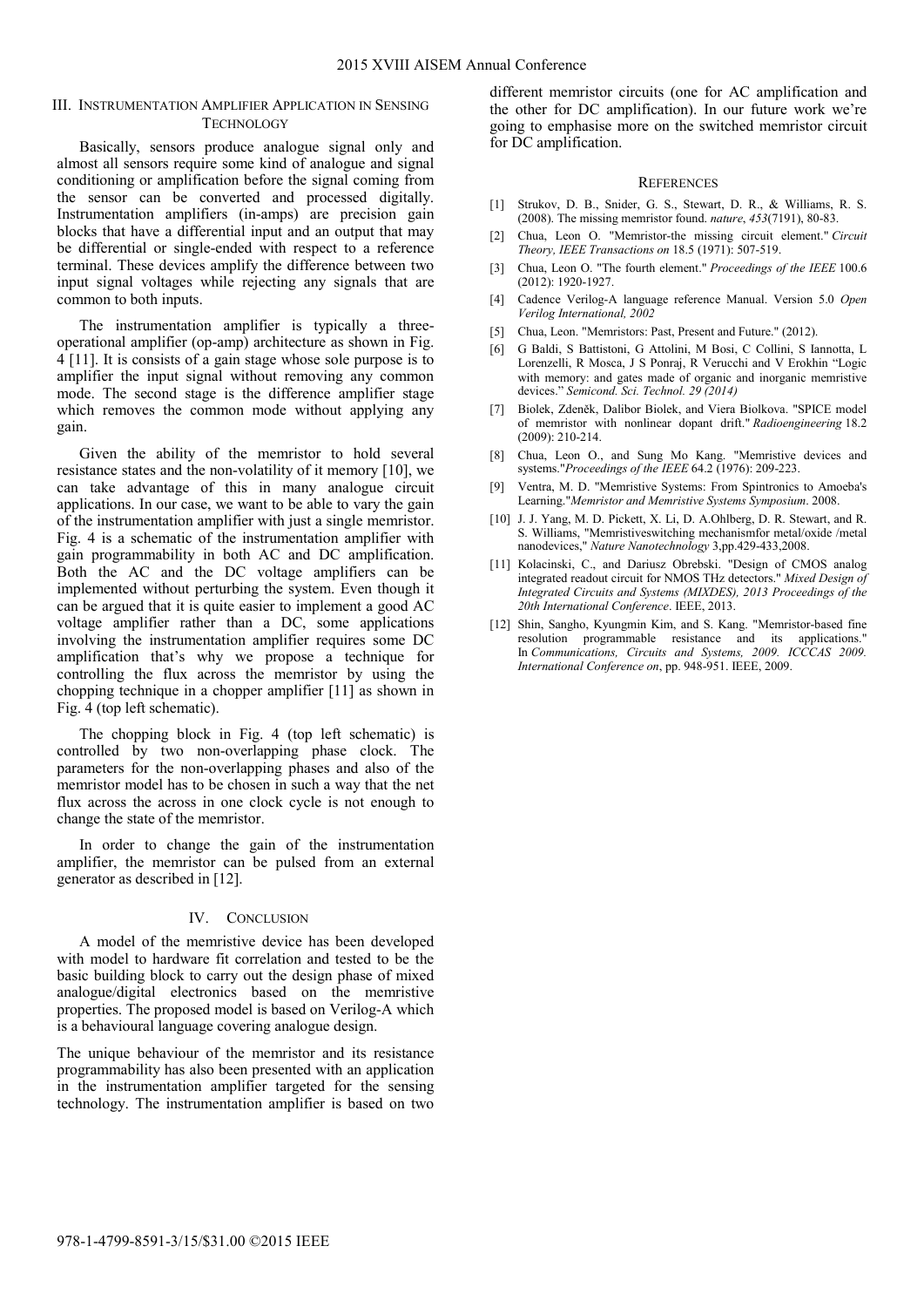## III. Instrumentation Amplifier Application in Sensing Technology

Basically, sensors produce analogue signal only and almost all sensors require some kind of analogue and signal conditioning or amplification before the signal coming from the sensor can be converted and processed digitally. Instrumentation amplifiers (in-amps) are precision gain blocks that have a differential input and an output that may be differential or single-ended with respect to a reference terminal. These devices amplify the difference between two input signal voltages while rejecting any signals that are common to both inputs.

The instrumentation amplifier is typically a three-operational amplifier (op-amp) architecture as shown in Fig. 4 [11]. It is consists of a gain stage whose sole purpose is to amplifier the input signal without removing any common mode. The second stage is the difference amplifier stage which removes the common mode without applying any gain.

Given the ability of the memristor to hold several resistance states and the non-volatility of it memory [10], we can take advantage of this in many analogue circuit applications. In our case, we want to be able to vary the gain of the instrumentation amplifier with just a single memristor. Fig. 4 is a schematic of the instrumentation amplifier with gain programmability in both AC and DC amplification. Both the AC and the DC voltage amplifiers can be implemented without perturbing the system. Even though it can be argued that it is quite easier to implement a good AC voltage amplifier rather than a DC, some applications involving the instrumentation amplifier requires some DC amplification that's why we propose a technique for controlling the flux across the memristor by using the chopping technique in a chopper amplifier [11] as shown in Fig. 4 (top left schematic).

The chopping block in Fig. 4 (top left schematic) is controlled by two non-overlapping phase clock. The parameters for the non-overlapping phases and also of the memristor model has to be chosen in such a way that the net flux across the across in one clock cycle is not enough to change the state of the memristor.

In order to change the gain of the instrumentation amplifier, the memristor can be pulsed from an external generator as described in [12].

## IV. Conclusion

A model of the memristive device has been developed with model to hardware fit correlation and tested to be the basic building block to carry out the design phase of mixed analogue/digital electronics based on the memristive properties. The proposed model is based on Verilog-A which is a behavioural language covering analogue design.

The unique behaviour of the memristor and its resistance programmability has also been presented with an application in the instrumentation amplifier targeted for the sensing technology. The instrumentation amplifier is based on two different memristor circuits (one for AC amplification and the other for DC amplification). In our future work we're going to emphasise more on the switched memristor circuit for DC amplification.

## References

[1] Strukov, D. B., Snider, G. S., Stewart, D. R., & Williams, R. S. (2008). The missing memristor found. *nature*, *453*(7191), 80-83.

[2] Chua, Leon O. "Memristor-the missing circuit element." *Circuit Theory, IEEE Transactions on* 18.5 (1971): 507-519.

[3] Chua, Leon O. "The fourth element." *Proceedings of the IEEE* 100.6 (2012): 1920-1927.

[4] Cadence Verilog-A language reference Manual. Version 5.0 *Open Verilog International, 2002*

[5] Chua, Leon. "Memristors: Past, Present and Future." (2012).

[6] G Baldi, S Battistoni, G Attolini, M Bosi, C Collini, S Iannotta, L Lorenzelli, R Mosca, J S Ponraj, R Verucchi and V Erokhin "Logic with memory: and gates made of organic and inorganic memristive devices." *Semicond. Sci. Technol. 29 (2014)*

[7] Biolek, Zdeněk, Dalibor Biolek, and Viera Biolkova. "SPICE model of memristor with nonlinear dopant drift." *Radioengineering* 18.2 (2009): 210-214.

[8] Chua, Leon O., and Sung Mo Kang. "Memristive devices and systems."*Proceedings of the IEEE* 64.2 (1976): 209-223.

[9] Ventra, M. D. "Memristive Systems: From Spintronics to Amoeba's Learning."*Memristor and Memristive Systems Symposium*. 2008.

[10] J. J. Yang, M. D. Pickett, X. Li, D. A.Ohlberg, D. R. Stewart, and R. S. Williams, "Memristiveswitching mechanismfor metal/oxide /metal nanodevices," *Nature Nanotechnology* 3,pp.429-433,2008.

[11] Kolacinski, C., and Dariusz Obrebski. "Design of CMOS analog integrated readout circuit for NMOS THz detectors." *Mixed Design of Integrated Circuits and Systems (MIXDES), 2013 Proceedings of the 20th International Conference*. IEEE, 2013.

[12] Shin, Sangho, Kyungmin Kim, and S. Kang. "Memristor-based fine resolution programmable resistance and its applications." In *Communications, Circuits and Systems, 2009. ICCCAS 2009. International Conference on*, pp. 948-951. IEEE, 2009.